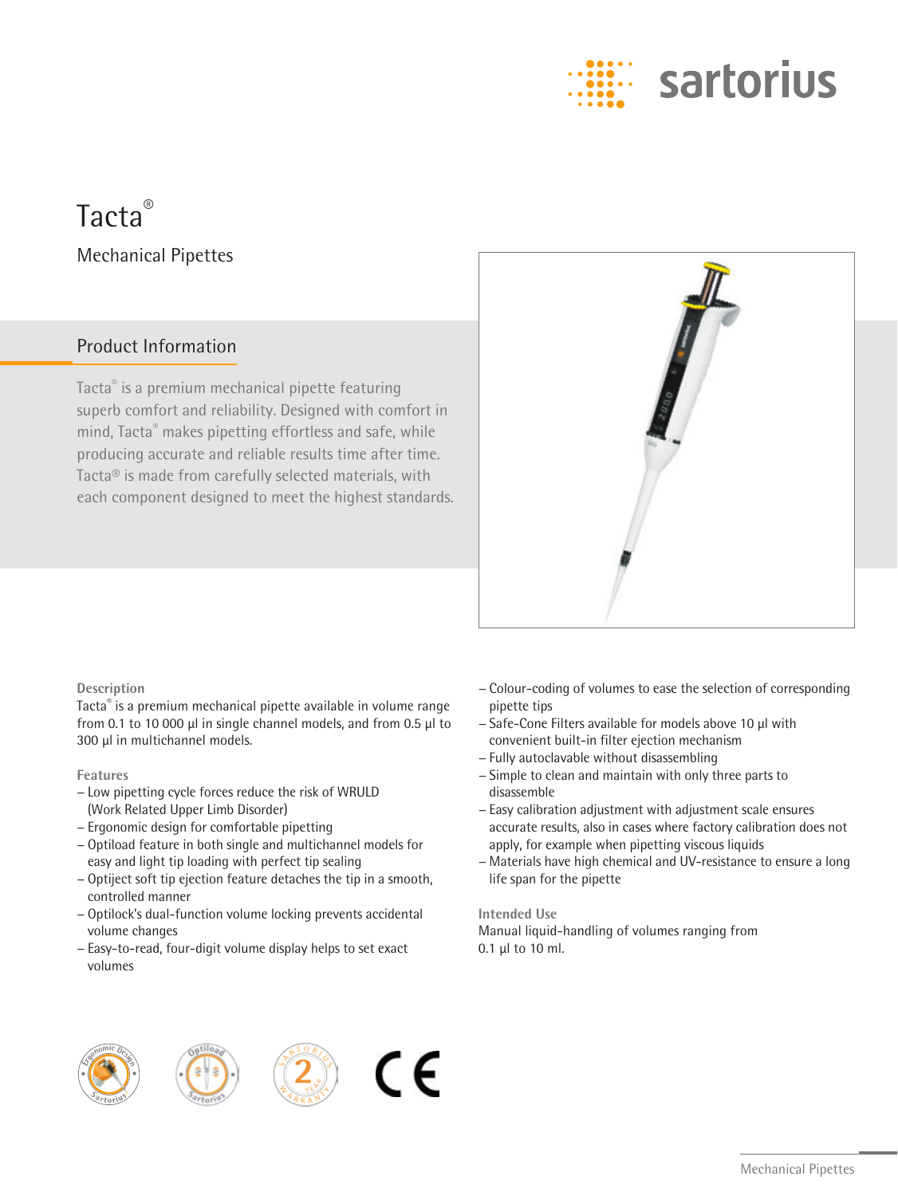# Tacta®

## Mechanical Pipettes

### Product Information

Tacta® is a premium mechanical pipette featuring superb comfort and reliability. Designed with comfort in mind, Tacta® makes pipetting effortless and safe, while producing accurate and reliable results time after time. Tacta® is made from carefully selected materials, with each component designed to meet the highest standards.

#### Description

Tacta® is a premium mechanical pipette available in volume range from 0.1 to 10 000 µl in single channel models, and from 0.5 µl to 300 µl in multichannel models.

#### Features

- Low pipetting cycle forces reduce the risk of WRULD (Work Related Upper Limb Disorder)
- Ergonomic design for comfortable pipetting
- Optiload feature in both single and multichannel models for easy and light tip loading with perfect tip sealing
- Optiject soft tip ejection feature detaches the tip in a smooth, controlled manner
- Optilock's dual-function volume locking prevents accidental volume changes
- Easy-to-read, four-digit volume display helps to set exact volumes
- Colour-coding of volumes to ease the selection of corresponding pipette tips
- Safe-Cone Filters available for models above 10 µl with convenient built-in filter ejection mechanism
- Fully autoclavable without disassembling
- Simple to clean and maintain with only three parts to disassemble
- Easy calibration adjustment with adjustment scale ensures accurate results, also in cases where factory calibration does not apply, for example when pipetting viscous liquids
- Materials have high chemical and UV-resistance to ensure a long life span for the pipette

#### Intended Use

Manual liquid-handling of volumes ranging from 0.1 µl to 10 ml.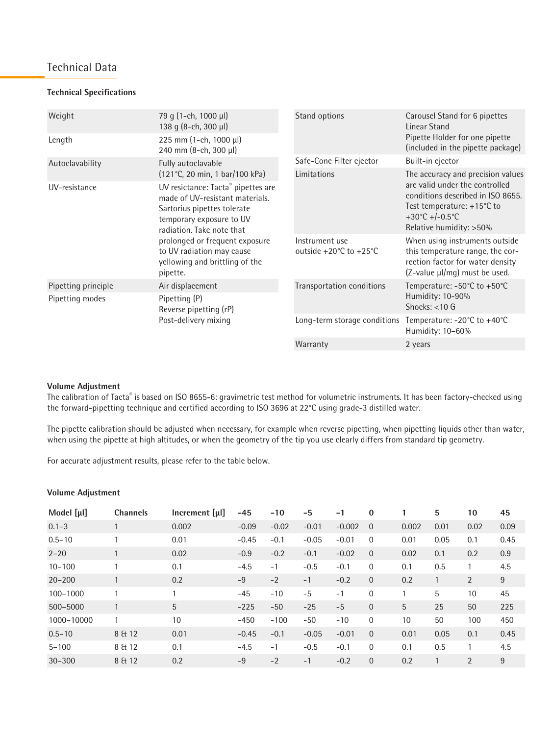## Technical Data

### Technical Specifications

| | |
|---|---|
| Weight | 79 g (1-ch, 1000 µl)<br>138 g (8-ch, 300 µl) |
| Length | 225 mm (1-ch, 1000 µl)<br>240 mm (8-ch, 300 µl) |
| Autoclavability | Fully autoclavable<br>(121°C, 20 min, 1 bar/100 kPa) |
| UV-resistance | UV resictance: Tacta® pipettes are made of UV-resistant materials. Sartorius pipettes tolerate temporary exposure to UV radiation. Take note that prolonged or frequent exposure to UV radiation may cause yellowing and brittling of the pipette. |
| Pipetting principle | Air displacement |
| Pipetting modes | Pipetting (P)<br>Reverse pipetting (rP)<br>Post-delivery mixing |

| | |
|---|---|
| Stand options | Carousel Stand for 6 pipettes<br>Linear Stand<br>Pipette Holder for one pipette (included in the pipette package) |
| Safe-Cone Filter ejector | Built-in ejector |
| Limitations | The accuracy and precision values are valid under the controlled conditions described in ISO 8655.<br>Test temperature: +15°C to +30°C +/-0.5°C<br>Relative humidity: >50% |
| Instrument use outside +20°C to +25°C | When using instruments outside this temperature range, the correction factor for water density (Z-value µl/mg) must be used. |
| Transportation conditions | Temperature: -50°C to +50°C<br>Humidity: 10–90%<br>Shocks: <10 G |
| Long-term storage conditions | Temperature: -20°C to +40°C<br>Humidity: 10–60% |
| Warranty | 2 years |

### Volume Adjustment

The calibration of Tacta® is based on ISO 8655-6: gravimetric test method for volumetric instruments. It has been factory-checked using the forward-pipetting technique and certified according to ISO 3696 at 22°C using grade-3 distilled water.

The pipette calibration should be adjusted when necessary, for example when reverse pipetting, when pipetting liquids other than water, when using the pipette at high altitudes, or when the geometry of the tip you use clearly differs from standard tip geometry.

For accurate adjustment results, please refer to the table below.

### Volume Adjustment

| Model [µl] | Channels | Increment [µl] | -45 | -10 | -5 | -1 | 0 | 1 | 5 | 10 | 45 |
|---|---|---|---|---|---|---|---|---|---|---|---|
| 0.1–3 | 1 | 0.002 | -0.09 | -0.02 | -0.01 | -0.002 | 0 | 0.002 | 0.01 | 0.02 | 0.09 |
| 0.5–10 | 1 | 0.01 | -0.45 | -0.1 | -0.05 | -0.01 | 0 | 0.01 | 0.05 | 0.1 | 0.45 |
| 2–20 | 1 | 0.02 | -0.9 | -0.2 | -0.1 | -0.02 | 0 | 0.02 | 0.1 | 0.2 | 0.9 |
| 10–100 | 1 | 0.1 | -4.5 | -1 | -0.5 | -0.1 | 0 | 0.1 | 0.5 | 1 | 4.5 |
| 20–200 | 1 | 0.2 | -9 | -2 | -1 | -0.2 | 0 | 0.2 | 1 | 2 | 9 |
| 100–1000 | 1 | 1 | -45 | -10 | -5 | -1 | 0 | 1 | 5 | 10 | 45 |
| 500–5000 | 1 | 5 | -225 | -50 | -25 | -5 | 0 | 5 | 25 | 50 | 225 |
| 1000–10000 | 1 | 10 | -450 | -100 | -50 | -10 | 0 | 10 | 50 | 100 | 450 |
| 0.5–10 | 8 & 12 | 0.01 | -0.45 | -0.1 | -0.05 | -0.01 | 0 | 0.01 | 0.05 | 0.1 | 0.45 |
| 5–100 | 8 & 12 | 0.1 | -4.5 | -1 | -0.5 | -0.1 | 0 | 0.1 | 0.5 | 1 | 4.5 |
| 30–300 | 8 & 12 | 0.2 | -9 | -2 | -1 | -0.2 | 0 | 0.2 | 1 | 2 | 9 |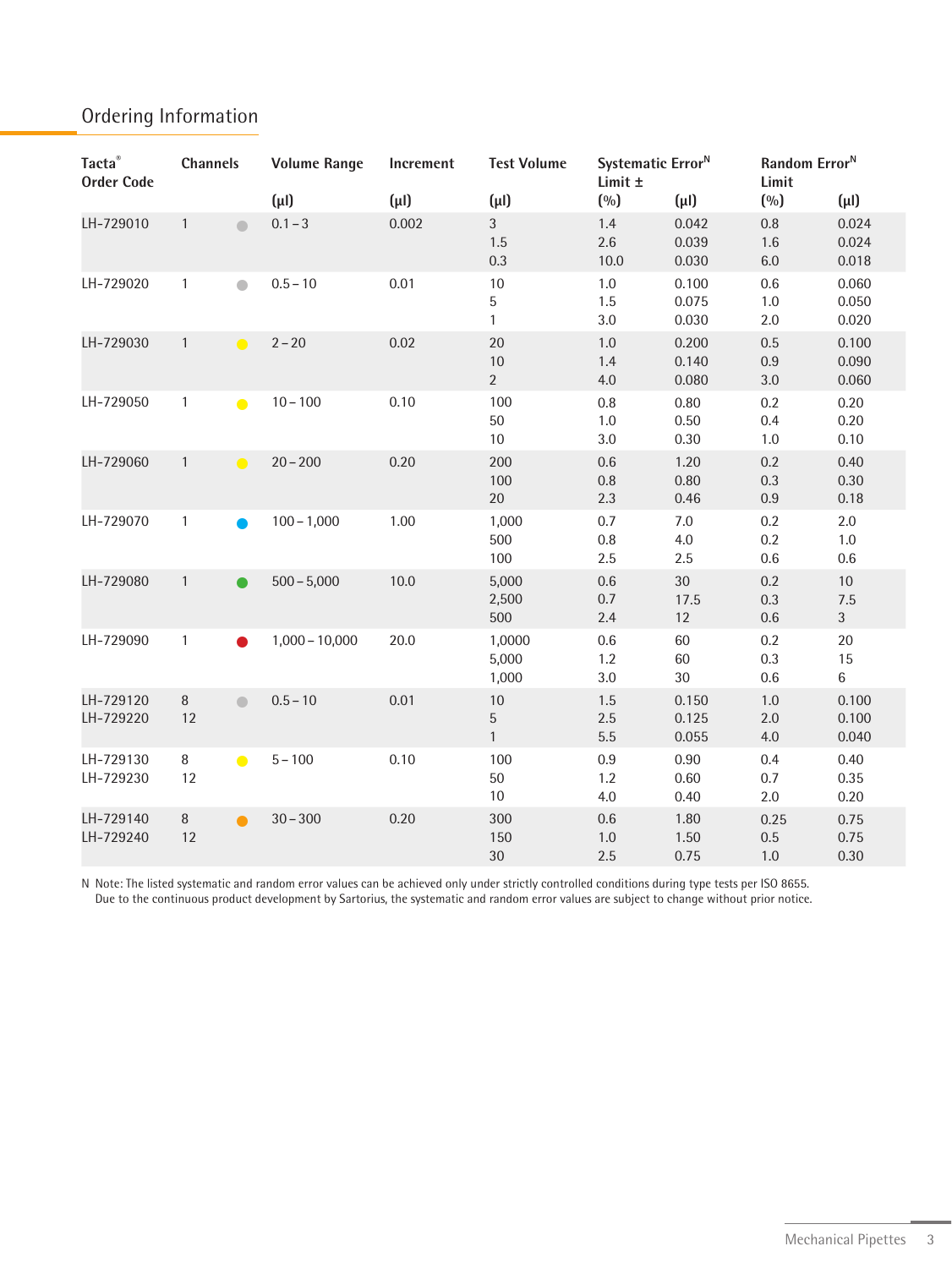## Ordering Information

| Tacta® Order Code | Channels | | Volume Range (µl) | Increment (µl) | Test Volume (µl) | Systematic Error[N] Limit ± (%) | Systematic Error[N] Limit ± (µl) | Random Error[N] Limit (%) | Random Error[N] Limit (µl) |
|---|---|---|---|---|---|---|---|---|---|
| LH-729010 | 1 | ● (grey) | 0.1 – 3 | 0.002 | 3<br>1.5<br>0.3 | 1.4<br>2.6<br>10.0 | 0.042<br>0.039<br>0.030 | 0.8<br>1.6<br>6.0 | 0.024<br>0.024<br>0.018 |
| LH-729020 | 1 | ● (grey) | 0.5 – 10 | 0.01 | 10<br>5<br>1 | 1.0<br>1.5<br>3.0 | 0.100<br>0.075<br>0.030 | 0.6<br>1.0<br>2.0 | 0.060<br>0.050<br>0.020 |
| LH-729030 | 1 | ● (yellow) | 2 – 20 | 0.02 | 20<br>10<br>2 | 1.0<br>1.4<br>4.0 | 0.200<br>0.140<br>0.080 | 0.5<br>0.9<br>3.0 | 0.100<br>0.090<br>0.060 |
| LH-729050 | 1 | ● (yellow) | 10 – 100 | 0.10 | 100<br>50<br>10 | 0.8<br>1.0<br>3.0 | 0.80<br>0.50<br>0.30 | 0.2<br>0.4<br>1.0 | 0.20<br>0.20<br>0.10 |
| LH-729060 | 1 | ● (yellow) | 20 – 200 | 0.20 | 200<br>100<br>20 | 0.6<br>0.8<br>2.3 | 1.20<br>0.80<br>0.46 | 0.2<br>0.3<br>0.9 | 0.40<br>0.30<br>0.18 |
| LH-729070 | 1 | ● (blue) | 100 – 1,000 | 1.00 | 1,000<br>500<br>100 | 0.7<br>0.8<br>2.5 | 7.0<br>4.0<br>2.5 | 0.2<br>0.2<br>0.6 | 2.0<br>1.0<br>0.6 |
| LH-729080 | 1 | ● (green) | 500 – 5,000 | 10.0 | 5,000<br>2,500<br>500 | 0.6<br>0.7<br>2.4 | 30<br>17.5<br>12 | 0.2<br>0.3<br>0.6 | 10<br>7.5<br>3 |
| LH-729090 | 1 | ● (red) | 1,000 – 10,000 | 20.0 | 1,0000<br>5,000<br>1,000 | 0.6<br>1.2<br>3.0 | 60<br>60<br>30 | 0.2<br>0.3<br>0.6 | 20<br>15<br>6 |
| LH-729120<br>LH-729220 | 8<br>12 | ● (grey) | 0.5 – 10 | 0.01 | 10<br>5<br>1 | 1.5<br>2.5<br>5.5 | 0.150<br>0.125<br>0.055 | 1.0<br>2.0<br>4.0 | 0.100<br>0.100<br>0.040 |
| LH-729130<br>LH-729230 | 8<br>12 | ● (yellow) | 5 – 100 | 0.10 | 100<br>50<br>10 | 0.9<br>1.2<br>4.0 | 0.90<br>0.60<br>0.40 | 0.4<br>0.7<br>2.0 | 0.40<br>0.35<br>0.20 |
| LH-729140<br>LH-729240 | 8<br>12 | ● (orange) | 30 – 300 | 0.20 | 300<br>150<br>30 | 0.6<br>1.0<br>2.5 | 1.80<br>1.50<br>0.75 | 0.25<br>0.5<br>1.0 | 0.75<br>0.75<br>0.30 |

N Note: The listed systematic and random error values can be achieved only under strictly controlled conditions during type tests per ISO 8655.
Due to the continuous product development by Sartorius, the systematic and random error values are subject to change without prior notice.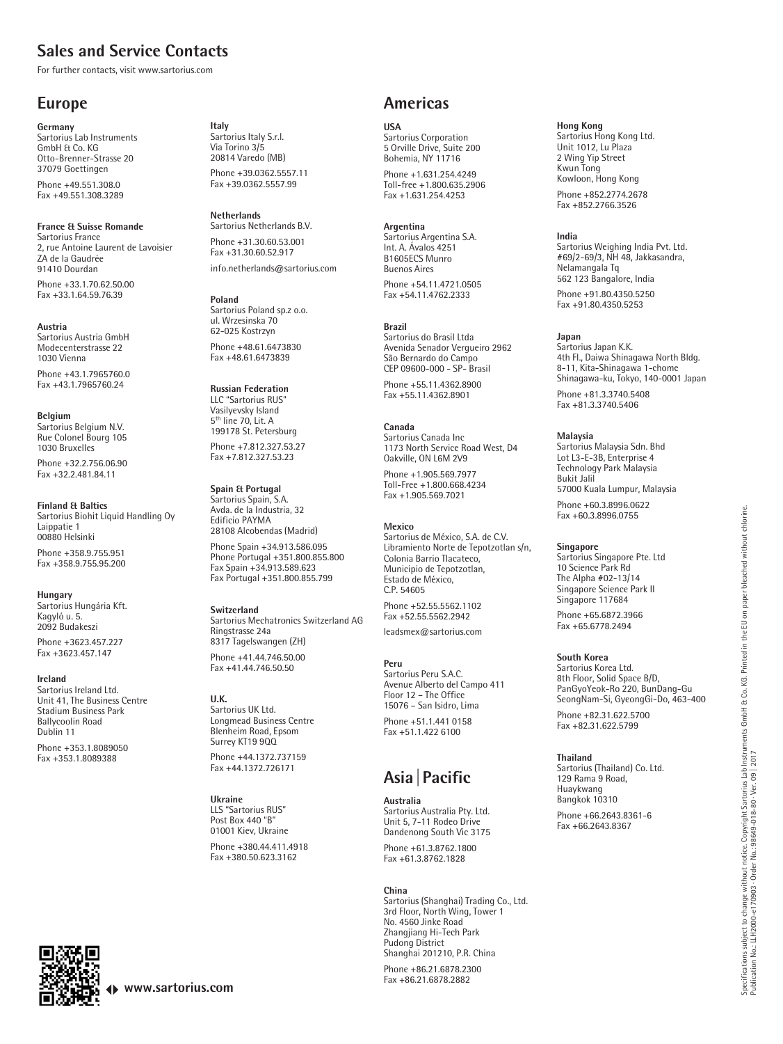# Sales and Service Contacts

For further contacts, visit www.sartorius.com

## Europe

**Germany**
Sartorius Lab Instruments GmbH & Co. KG
Otto-Brenner-Strasse 20
37079 Goettingen

Phone +49.551.308.0
Fax +49.551.308.3289

**France & Suisse Romande**
Sartorius France
2, rue Antoine Laurent de Lavoisier
ZA de la Gaudrée
91410 Dourdan

Phone +33.1.70.62.50.00
Fax +33.1.64.59.76.39

**Austria**
Sartorius Austria GmbH
Modecenterstrasse 22
1030 Vienna

Phone +43.1.7965760.0
Fax +43.1.7965760.24

**Belgium**
Sartorius Belgium N.V.
Rue Colonel Bourg 105
1030 Bruxelles

Phone +32.2.756.06.90
Fax +32.2.481.84.11

**Finland & Baltics**
Sartorius Biohit Liquid Handling Oy
Laippatie 1
00880 Helsinki

Phone +358.9.755.951
Fax +358.9.755.95.200

**Hungary**
Sartorius Hungária Kft.
Kagyló u. 5.
2092 Budakeszi

Phone +3623.457.227
Fax +3623.457.147

**Ireland**
Sartorius Ireland Ltd.
Unit 41, The Business Centre
Stadium Business Park
Ballycoolin Road
Dublin 11

Phone +353.1.8089050
Fax +353.1.8089388

**Italy**
Sartorius Italy S.r.l.
Via Torino 3/5
20814 Varedo (MB)

Phone +39.0362.5557.11
Fax +39.0362.5557.99

**Netherlands**
Sartorius Netherlands B.V.

Phone +31.30.60.53.001
Fax +31.30.60.52.917

info.netherlands@sartorius.com

**Poland**
Sartorius Poland sp.z o.o.
ul. Wrzesinska 70
62-025 Kostrzyn

Phone +48.61.6473830
Fax +48.61.6473839

**Russian Federation**
LLC "Sartorius RUS"
Vasilyevsky Island
5th line 70, Lit. A
199178 St. Petersburg

Phone +7.812.327.53.27
Fax +7.812.327.53.23

**Spain & Portugal**
Sartorius Spain, S.A.
Avda. de la Industria, 32
Edificio PAYMA
28108 Alcobendas (Madrid)

Phone Spain +34.913.586.095
Phone Portugal +351.800.855.800
Fax Spain +34.913.589.623
Fax Portugal +351.800.855.799

**Switzerland**
Sartorius Mechatronics Switzerland AG
Ringstrasse 24a
8317 Tagelswangen (ZH)

Phone +41.44.746.50.00
Fax +41.44.746.50.50

**U.K.**
Sartorius UK Ltd.
Longmead Business Centre
Blenheim Road, Epsom
Surrey KT19 9QQ

Phone +44.1372.737159
Fax +44.1372.726171

**Ukraine**
LLS "Sartorius RUS"
Post Box 440 "B"
01001 Kiev, Ukraine

Phone +380.44.411.4918
Fax +380.50.623.3162

## Americas

**USA**
Sartorius Corporation
5 Orville Drive, Suite 200
Bohemia, NY 11716

Phone +1.631.254.4249
Toll-free +1.800.635.2906
Fax +1.631.254.4253

**Argentina**
Sartorius Argentina S.A.
Int. A. Ávalos 4251
B1605ECS Munro
Buenos Aires

Phone +54.11.4721.0505
Fax +54.11.4762.2333

**Brazil**
Sartorius do Brasil Ltda
Avenida Senador Vergueiro 2962
São Bernardo do Campo
CEP 09600-000 - SP- Brasil

Phone +55.11.4362.8900
Fax +55.11.4362.8901

**Canada**
Sartorius Canada Inc
1173 North Service Road West, D4
Oakville, ON L6M 2V9

Phone +1.905.569.7977
Toll-Free +1.800.668.4234
Fax +1.905.569.7021

**Mexico**
Sartorius de México, S.A. de C.V.
Libramiento Norte de Tepotzotlan s/n,
Colonia Barrio Tlacateco,
Municipio de Tepotzotlan,
Estado de México,
C.P. 54605

Phone +52.55.5562.1102
Fax +52.55.5562.2942

leadsmex@sartorius.com

**Peru**
Sartorius Peru S.A.C.
Avenue Alberto del Campo 411
Floor 12 – The Office
15076 – San Isidro, Lima

Phone +51.1.441 0158
Fax +51.1.422 6100

## Asia | Pacific

**Australia**
Sartorius Australia Pty. Ltd.
Unit 5, 7-11 Rodeo Drive
Dandenong South Vic 3175

Phone +61.3.8762.1800
Fax +61.3.8762.1828

**China**
Sartorius (Shanghai) Trading Co., Ltd.
3rd Floor, North Wing, Tower 1
No. 4560 Jinke Road
Zhangjiang Hi-Tech Park
Pudong District
Shanghai 201210, P.R. China

Phone +86.21.6878.2300
Fax +86.21.6878.2882

**Hong Kong**
Sartorius Hong Kong Ltd.
Unit 1012, Lu Plaza
2 Wing Yip Street
Kwun Tong
Kowloon, Hong Kong

Phone +852.2774.2678
Fax +852.2766.3526

**India**
Sartorius Weighing India Pvt. Ltd.
#69/2-69/3, NH 48, Jakkasandra,
Nelamangala Tq
562 123 Bangalore, India

Phone +91.80.4350.5250
Fax +91.80.4350.5253

**Japan**
Sartorius Japan K.K.
4th Fl., Daiwa Shinagawa North Bldg.
8-11, Kita-Shinagawa 1-chome
Shinagawa-ku, Tokyo, 140-0001 Japan

Phone +81.3.3740.5408
Fax +81.3.3740.5406

**Malaysia**
Sartorius Malaysia Sdn. Bhd
Lot L3-E-3B, Enterprise 4
Technology Park Malaysia
Bukit Jalil
57000 Kuala Lumpur, Malaysia

Phone +60.3.8996.0622
Fax +60.3.8996.0755

**Singapore**
Sartorius Singapore Pte. Ltd
10 Science Park Rd
The Alpha #02-13/14
Singapore Science Park II
Singapore 117684

Phone +65.6872.3966
Fax +65.6778.2494

**South Korea**
Sartorius Korea Ltd.
8th Floor, Solid Space B/D,
PanGyoYeok-Ro 220, BunDang-Gu
SeongNam-Si, GyeongGi-Do, 463-400

Phone +82.31.622.5700
Fax +82.31.622.5799

**Thailand**
Sartorius (Thailand) Co. Ltd.
129 Rama 9 Road,
Huaykwang
Bangkok 10310

Phone +66.2643.8361-6
Fax +66.2643.8367

www.sartorius.com

Specifications subject to change without notice. Copyright Sartorius Lab Instruments GmbH & Co. KG. Printed in the EU on paper bleached without chlorine.
Publication No.: LLH2000-e170903 · Order No.: 98649-018-80 · Ver. 09 | 2017